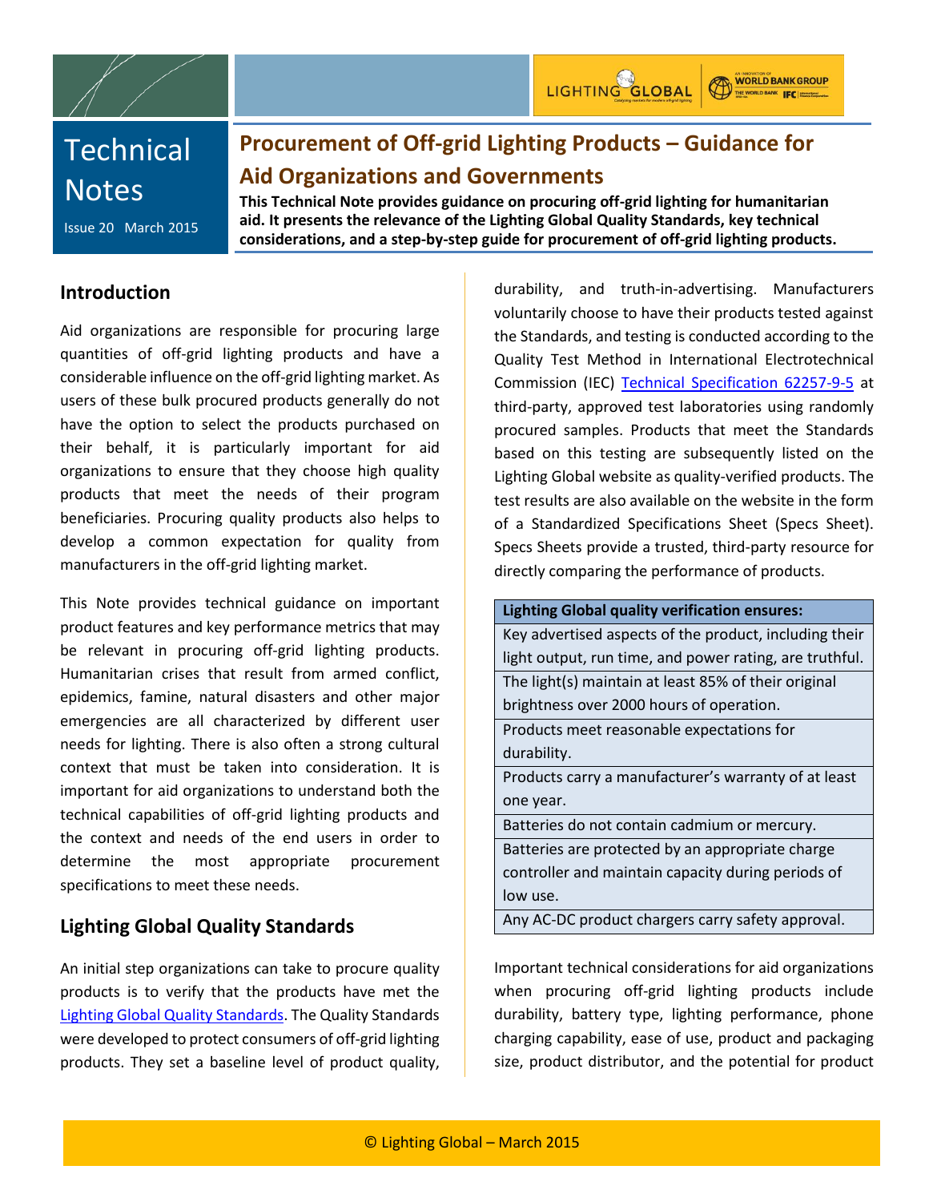# Technical Notes

Issue 20 March 2015

# Procurement of Off-grid Lighting Products – Guidance for Aid Organizations and Governments

**This Technical Note provides guidance on procuring off-grid lighting for humanitarian aid. It presents the relevance of the Lighting Global Quality Standards, key technical considerations, and a step-by-step guide for procurement of off-grid lighting products.**

## Introduction

Aid organizations are responsible for procuring large quantities of off-grid lighting products and have a considerable influence on the off-grid lighting market. As users of these bulk procured products generally do not have the option to select the products purchased on their behalf, it is particularly important for aid organizations to ensure that they choose high quality products that meet the needs of their program beneficiaries. Procuring quality products also helps to develop a common expectation for quality from manufacturers in the off-grid lighting market.

This Note provides technical guidance on important product features and key performance metrics that may be relevant in procuring off-grid lighting products. Humanitarian crises that result from armed conflict, epidemics, famine, natural disasters and other major emergencies are all characterized by different user needs for lighting. There is also often a strong cultural context that must be taken into consideration. It is important for aid organizations to understand both the technical capabilities of off-grid lighting products and the context and needs of the end users in order to determine the most appropriate procurement specifications to meet these needs.

## Lighting Global Quality Standards

An initial step organizations can take to procure quality products is to verify that the products have met the Lighting Global Quality Standards. The Quality Standards were developed to protect consumers of off-grid lighting products. They set a baseline level of product quality, durability, and truth-in-advertising. Manufacturers voluntarily choose to have their products tested against the Standards, and testing is conducted according to the Quality Test Method in International Electrotechnical Commission (IEC) Technical Specification 62257-9-5 at third-party, approved test laboratories using randomly procured samples. Products that meet the Standards based on this testing are subsequently listed on the Lighting Global website as quality-verified products. The test results are also available on the website in the form of a Standardized Specifications Sheet (Specs Sheet). Specs Sheets provide a trusted, third-party resource for directly comparing the performance of products.

| Lighting Global quality verification ensures: |
|---|
| Key advertised aspects of the product, including their light output, run time, and power rating, are truthful. |
| The light(s) maintain at least 85% of their original brightness over 2000 hours of operation. |
| Products meet reasonable expectations for durability. |
| Products carry a manufacturer's warranty of at least one year. |
| Batteries do not contain cadmium or mercury. |
| Batteries are protected by an appropriate charge controller and maintain capacity during periods of low use. |
| Any AC-DC product chargers carry safety approval. |

Important technical considerations for aid organizations when procuring off-grid lighting products include durability, battery type, lighting performance, phone charging capability, ease of use, product and packaging size, product distributor, and the potential for product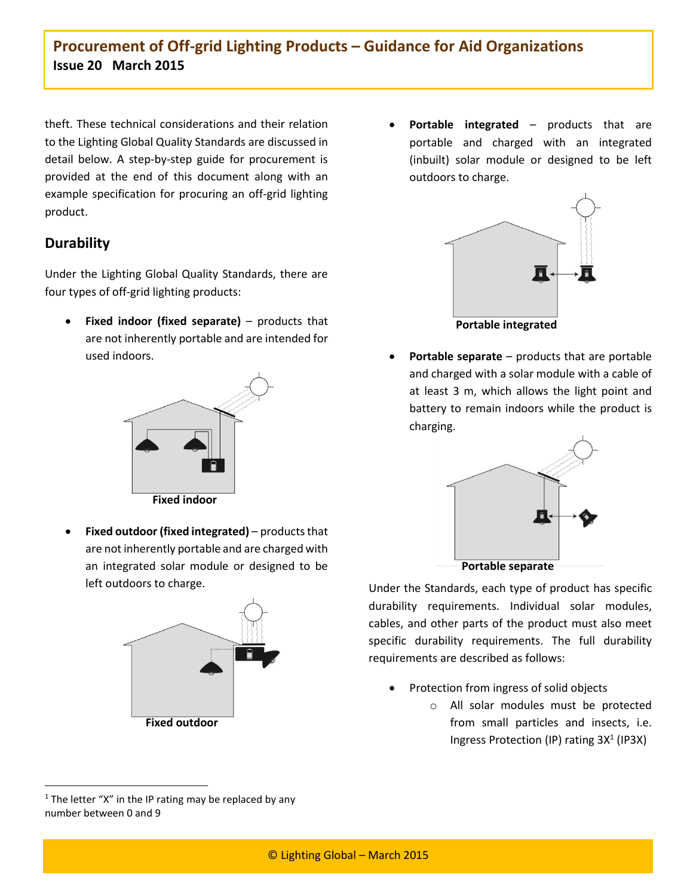theft. These technical considerations and their relation to the Lighting Global Quality Standards are discussed in detail below. A step-by-step guide for procurement is provided at the end of this document along with an example specification for procuring an off-grid lighting product.

## Durability

Under the Lighting Global Quality Standards, there are four types of off-grid lighting products:

- **Fixed indoor (fixed separate)** – products that are not inherently portable and are intended for used indoors.

Fixed indoor

- **Fixed outdoor (fixed integrated)** – products that are not inherently portable and are charged with an integrated solar module or designed to be left outdoors to charge.

Fixed outdoor

- **Portable integrated** – products that are portable and charged with an integrated (inbuilt) solar module or designed to be left outdoors to charge.

Portable integrated

- **Portable separate** – products that are portable and charged with a solar module with a cable of at least 3 m, which allows the light point and battery to remain indoors while the product is charging.

Portable separate

Under the Standards, each type of product has specific durability requirements. Individual solar modules, cables, and other parts of the product must also meet specific durability requirements. The full durability requirements are described as follows:

- Protection from ingress of solid objects
  - All solar modules must be protected from small particles and insects, i.e. Ingress Protection (IP) rating 3X[1] (IP3X)

[1] The letter "X" in the IP rating may be replaced by any number between 0 and 9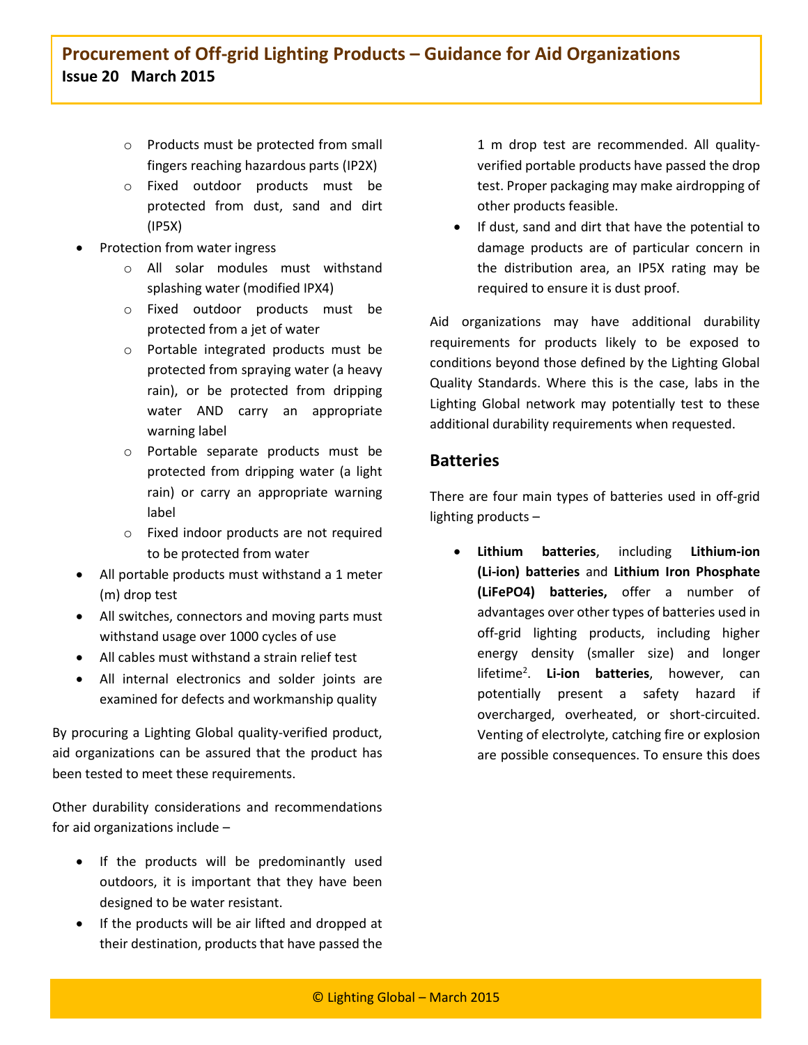- Products must be protected from small fingers reaching hazardous parts (IP2X)
- Fixed outdoor products must be protected from dust, sand and dirt (IP5X)

- Protection from water ingress
  - All solar modules must withstand splashing water (modified IPX4)
  - Fixed outdoor products must be protected from a jet of water
  - Portable integrated products must be protected from spraying water (a heavy rain), or be protected from dripping water AND carry an appropriate warning label
  - Portable separate products must be protected from dripping water (a light rain) or carry an appropriate warning label
  - Fixed indoor products are not required to be protected from water
- All portable products must withstand a 1 meter (m) drop test
- All switches, connectors and moving parts must withstand usage over 1000 cycles of use
- All cables must withstand a strain relief test
- All internal electronics and solder joints are examined for defects and workmanship quality

By procuring a Lighting Global quality-verified product, aid organizations can be assured that the product has been tested to meet these requirements.

Other durability considerations and recommendations for aid organizations include –

- If the products will be predominantly used outdoors, it is important that they have been designed to be water resistant.
- If the products will be air lifted and dropped at their destination, products that have passed the 1 m drop test are recommended. All quality-verified portable products have passed the drop test. Proper packaging may make airdropping of other products feasible.
- If dust, sand and dirt that have the potential to damage products are of particular concern in the distribution area, an IP5X rating may be required to ensure it is dust proof.

Aid organizations may have additional durability requirements for products likely to be exposed to conditions beyond those defined by the Lighting Global Quality Standards. Where this is the case, labs in the Lighting Global network may potentially test to these additional durability requirements when requested.

## Batteries

There are four main types of batteries used in off-grid lighting products –

- **Lithium batteries**, including **Lithium-ion (Li-ion) batteries** and **Lithium Iron Phosphate (LiFePO4) batteries,** offer a number of advantages over other types of batteries used in off-grid lighting products, including higher energy density (smaller size) and longer lifetime[2]. **Li-ion batteries**, however, can potentially present a safety hazard if overcharged, overheated, or short-circuited. Venting of electrolyte, catching fire or explosion are possible consequences. To ensure this does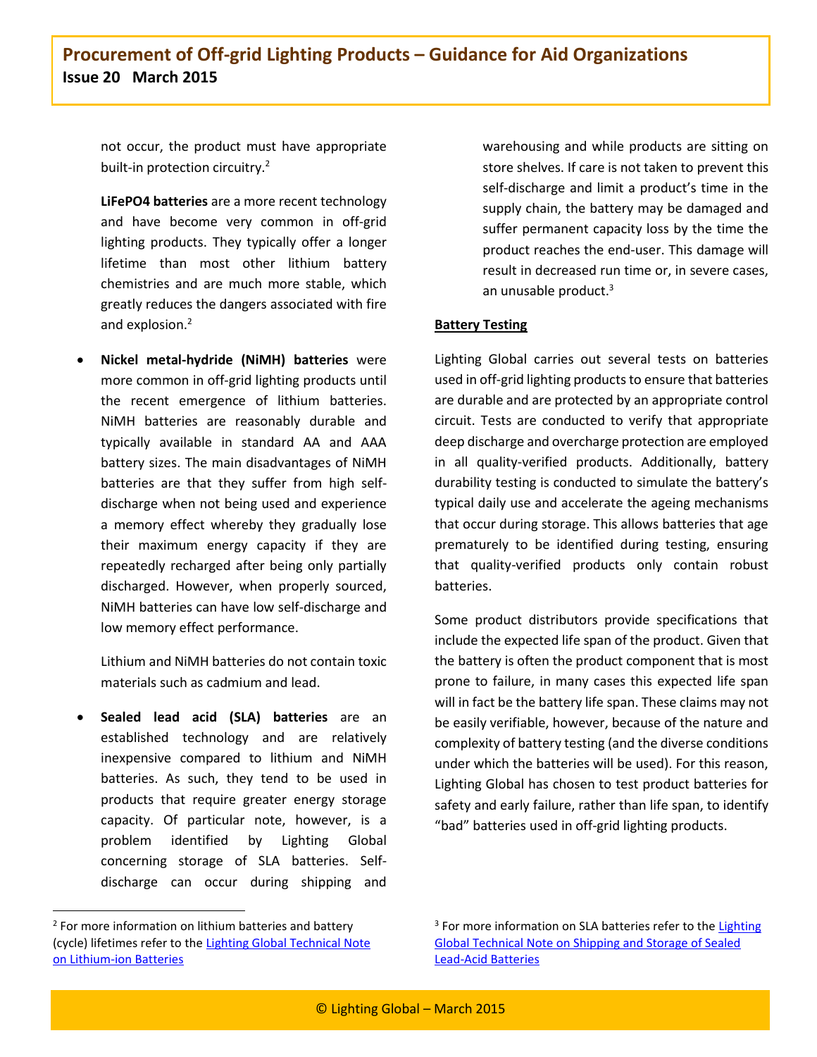not occur, the product must have appropriate built-in protection circuitry.[2]

**LiFePO4 batteries** are a more recent technology and have become very common in off-grid lighting products. They typically offer a longer lifetime than most other lithium battery chemistries and are much more stable, which greatly reduces the dangers associated with fire and explosion.[2]

- **Nickel metal-hydride (NiMH) batteries** were more common in off-grid lighting products until the recent emergence of lithium batteries. NiMH batteries are reasonably durable and typically available in standard AA and AAA battery sizes. The main disadvantages of NiMH batteries are that they suffer from high self-discharge when not being used and experience a memory effect whereby they gradually lose their maximum energy capacity if they are repeatedly recharged after being only partially discharged. However, when properly sourced, NiMH batteries can have low self-discharge and low memory effect performance.

  Lithium and NiMH batteries do not contain toxic materials such as cadmium and lead.

- **Sealed lead acid (SLA) batteries** are an established technology and are relatively inexpensive compared to lithium and NiMH batteries. As such, they tend to be used in products that require greater energy storage capacity. Of particular note, however, is a problem identified by Lighting Global concerning storage of SLA batteries. Self-discharge can occur during shipping and warehousing and while products are sitting on store shelves. If care is not taken to prevent this self-discharge and limit a product's time in the supply chain, the battery may be damaged and suffer permanent capacity loss by the time the product reaches the end-user. This damage will result in decreased run time or, in severe cases, an unusable product.[3]

**Battery Testing**

Lighting Global carries out several tests on batteries used in off-grid lighting products to ensure that batteries are durable and are protected by an appropriate control circuit. Tests are conducted to verify that appropriate deep discharge and overcharge protection are employed in all quality-verified products. Additionally, battery durability testing is conducted to simulate the battery's typical daily use and accelerate the ageing mechanisms that occur during storage. This allows batteries that age prematurely to be identified during testing, ensuring that quality-verified products only contain robust batteries.

Some product distributors provide specifications that include the expected life span of the product. Given that the battery is often the product component that is most prone to failure, in many cases this expected life span will in fact be the battery life span. These claims may not be easily verifiable, however, because of the nature and complexity of battery testing (and the diverse conditions under which the batteries will be used). For this reason, Lighting Global has chosen to test product batteries for safety and early failure, rather than life span, to identify "bad" batteries used in off-grid lighting products.

---

[2] For more information on lithium batteries and battery (cycle) lifetimes refer to the Lighting Global Technical Note on Lithium-ion Batteries

[3] For more information on SLA batteries refer to the Lighting Global Technical Note on Shipping and Storage of Sealed Lead-Acid Batteries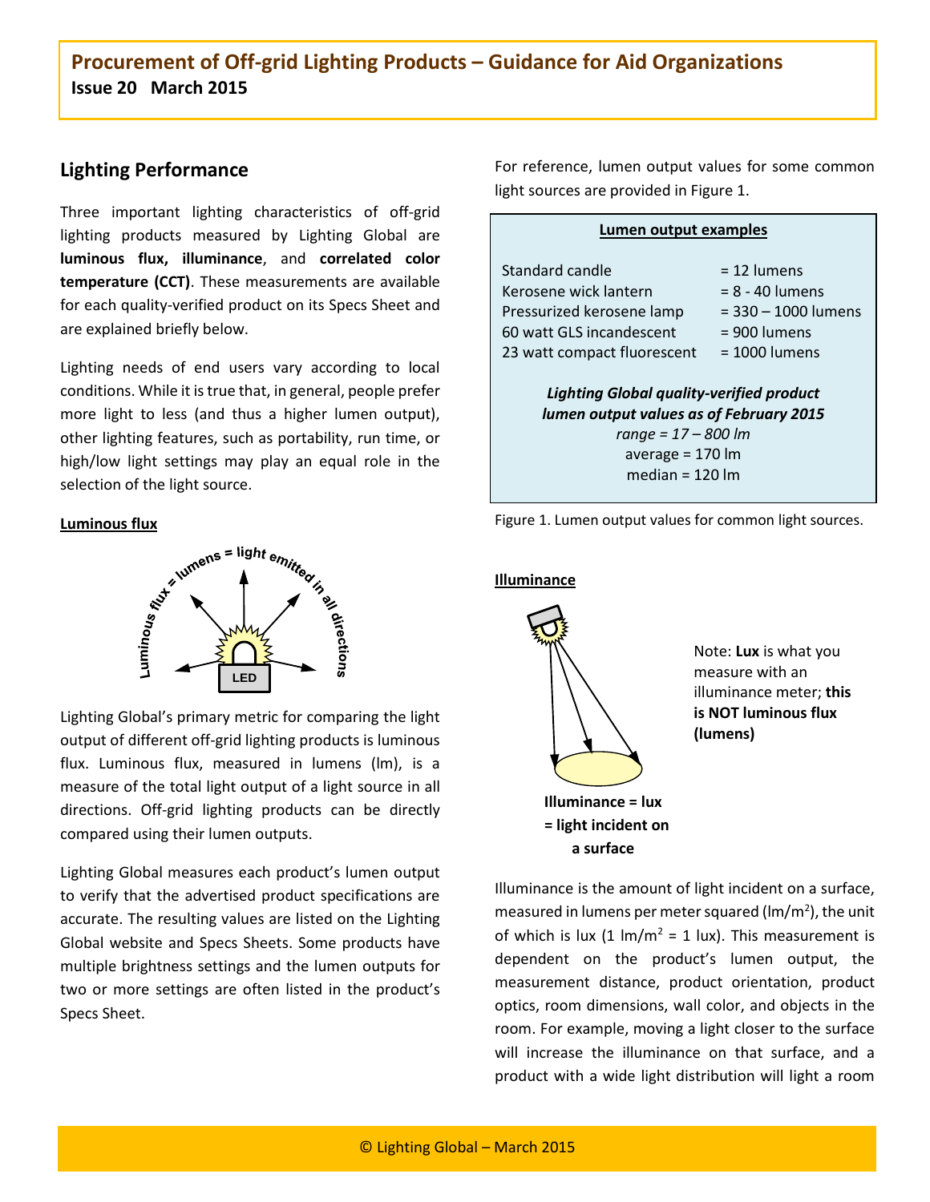## Lighting Performance

Three important lighting characteristics of off-grid lighting products measured by Lighting Global are **luminous flux, illuminance**, and **correlated color temperature (CCT)**. These measurements are available for each quality-verified product on its Specs Sheet and are explained briefly below.

Lighting needs of end users vary according to local conditions. While it is true that, in general, people prefer more light to less (and thus a higher lumen output), other lighting features, such as portability, run time, or high/low light settings may play an equal role in the selection of the light source.

### Luminous flux

Luminous flux = lumens = light emitted in all directions

Lighting Global's primary metric for comparing the light output of different off-grid lighting products is luminous flux. Luminous flux, measured in lumens (lm), is a measure of the total light output of a light source in all directions. Off-grid lighting products can be directly compared using their lumen outputs.

Lighting Global measures each product's lumen output to verify that the advertised product specifications are accurate. The resulting values are listed on the Lighting Global website and Specs Sheets. Some products have multiple brightness settings and the lumen outputs for two or more settings are often listed in the product's Specs Sheet.

For reference, lumen output values for some common light sources are provided in Figure 1.

**Lumen output examples**

| Light source | Lumen output |
|---|---|
| Standard candle | = 12 lumens |
| Kerosene wick lantern | = 8 - 40 lumens |
| Pressurized kerosene lamp | = 330 – 1000 lumens |
| 60 watt GLS incandescent | = 900 lumens |
| 23 watt compact fluorescent | = 1000 lumens |

***Lighting Global quality-verified product lumen output values as of February 2015***
*range = 17 – 800 lm*
average = 170 lm
median = 120 lm

Figure 1. Lumen output values for common light sources.

### Illuminance

**Illuminance = lux = light incident on a surface**

Note: **Lux** is what you measure with an illuminance meter; **this is NOT luminous flux (lumens)**

Illuminance is the amount of light incident on a surface, measured in lumens per meter squared ($lm/m^2$), the unit of which is lux ($1\ lm/m^2 = 1$ lux). This measurement is dependent on the product's lumen output, the measurement distance, product orientation, product optics, room dimensions, wall color, and objects in the room. For example, moving a light closer to the surface will increase the illuminance on that surface, and a product with a wide light distribution will light a room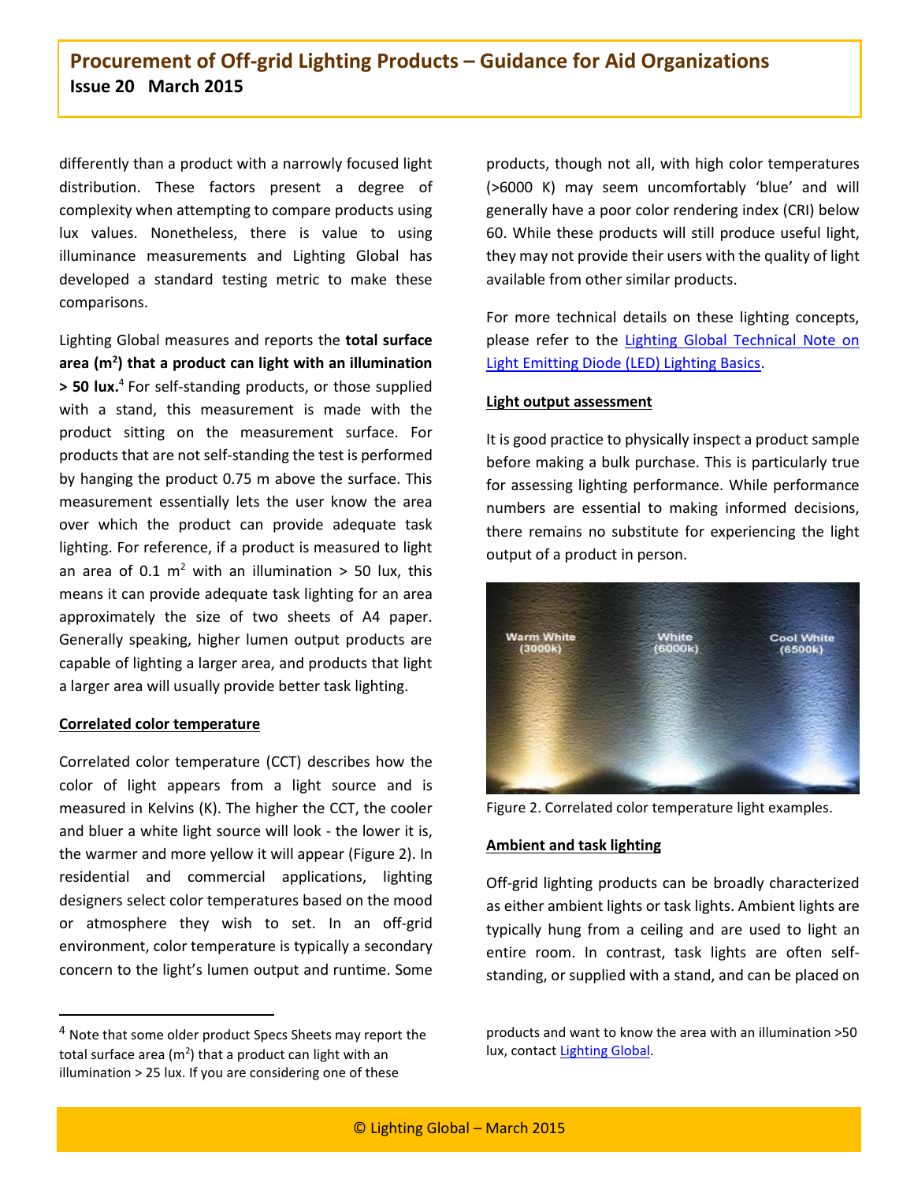differently than a product with a narrowly focused light distribution. These factors present a degree of complexity when attempting to compare products using lux values. Nonetheless, there is value to using illuminance measurements and Lighting Global has developed a standard testing metric to make these comparisons.

Lighting Global measures and reports the **total surface area ($m^2$) that a product can light with an illumination > 50 lux.**[4] For self-standing products, or those supplied with a stand, this measurement is made with the product sitting on the measurement surface. For products that are not self-standing the test is performed by hanging the product 0.75 m above the surface. This measurement essentially lets the user know the area over which the product can provide adequate task lighting. For reference, if a product is measured to light an area of 0.1 $m^2$ with an illumination > 50 lux, this means it can provide adequate task lighting for an area approximately the size of two sheets of A4 paper. Generally speaking, higher lumen output products are capable of lighting a larger area, and products that light a larger area will usually provide better task lighting.

**Correlated color temperature**

Correlated color temperature (CCT) describes how the color of light appears from a light source and is measured in Kelvins (K). The higher the CCT, the cooler and bluer a white light source will look - the lower it is, the warmer and more yellow it will appear (Figure 2). In residential and commercial applications, lighting designers select color temperatures based on the mood or atmosphere they wish to set. In an off-grid environment, color temperature is typically a secondary concern to the light's lumen output and runtime. Some products, though not all, with high color temperatures (>6000 K) may seem uncomfortably 'blue' and will generally have a poor color rendering index (CRI) below 60. While these products will still produce useful light, they may not provide their users with the quality of light available from other similar products.

For more technical details on these lighting concepts, please refer to the [Lighting Global Technical Note on Light Emitting Diode (LED) Lighting Basics](#).

**Light output assessment**

It is good practice to physically inspect a product sample before making a bulk purchase. This is particularly true for assessing lighting performance. While performance numbers are essential to making informed decisions, there remains no substitute for experiencing the light output of a product in person.

Figure 2. Correlated color temperature light examples.

**Ambient and task lighting**

Off-grid lighting products can be broadly characterized as either ambient lights or task lights. Ambient lights are typically hung from a ceiling and are used to light an entire room. In contrast, task lights are often self-standing, or supplied with a stand, and can be placed on

---

[4] Note that some older product Specs Sheets may report the total surface area ($m^2$) that a product can light with an illumination > 25 lux. If you are considering one of these products and want to know the area with an illumination >50 lux, contact [Lighting Global](#).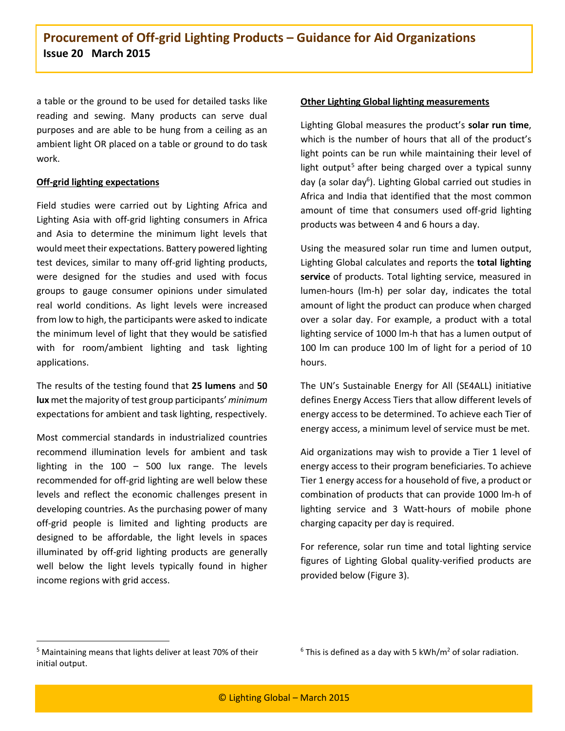a table or the ground to be used for detailed tasks like reading and sewing. Many products can serve dual purposes and are able to be hung from a ceiling as an ambient light OR placed on a table or ground to do task work.

**Off-grid lighting expectations**

Field studies were carried out by Lighting Africa and Lighting Asia with off-grid lighting consumers in Africa and Asia to determine the minimum light levels that would meet their expectations. Battery powered lighting test devices, similar to many off-grid lighting products, were designed for the studies and used with focus groups to gauge consumer opinions under simulated real world conditions. As light levels were increased from low to high, the participants were asked to indicate the minimum level of light that they would be satisfied with for room/ambient lighting and task lighting applications.

The results of the testing found that **25 lumens** and **50 lux** met the majority of test group participants' *minimum* expectations for ambient and task lighting, respectively.

Most commercial standards in industrialized countries recommend illumination levels for ambient and task lighting in the 100 – 500 lux range. The levels recommended for off-grid lighting are well below these levels and reflect the economic challenges present in developing countries. As the purchasing power of many off-grid people is limited and lighting products are designed to be affordable, the light levels in spaces illuminated by off-grid lighting products are generally well below the light levels typically found in higher income regions with grid access.

**Other Lighting Global lighting measurements**

Lighting Global measures the product's **solar run time**, which is the number of hours that all of the product's light points can be run while maintaining their level of light output[5] after being charged over a typical sunny day (a solar day[6]). Lighting Global carried out studies in Africa and India that identified that the most common amount of time that consumers used off-grid lighting products was between 4 and 6 hours a day.

Using the measured solar run time and lumen output, Lighting Global calculates and reports the **total lighting service** of products. Total lighting service, measured in lumen-hours (lm-h) per solar day, indicates the total amount of light the product can produce when charged over a solar day. For example, a product with a total lighting service of 1000 lm-h that has a lumen output of 100 lm can produce 100 lm of light for a period of 10 hours.

The UN's Sustainable Energy for All (SE4ALL) initiative defines Energy Access Tiers that allow different levels of energy access to be determined. To achieve each Tier of energy access, a minimum level of service must be met.

Aid organizations may wish to provide a Tier 1 level of energy access to their program beneficiaries. To achieve Tier 1 energy access for a household of five, a product or combination of products that can provide 1000 lm-h of lighting service and 3 Watt-hours of mobile phone charging capacity per day is required.

For reference, solar run time and total lighting service figures of Lighting Global quality-verified products are provided below (Figure 3).

[5] Maintaining means that lights deliver at least 70% of their initial output.

[6] This is defined as a day with 5 kWh/m$^2$ of solar radiation.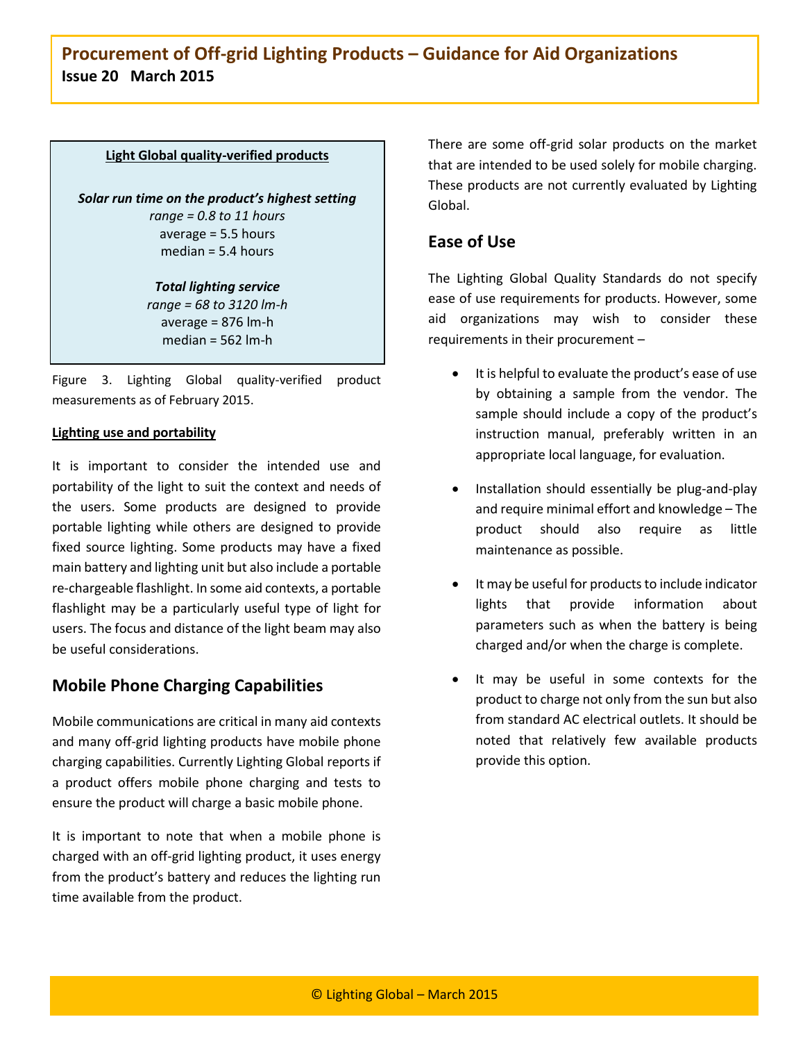**Light Global quality-verified products**

***Solar run time on the product's highest setting***
*range = 0.8 to 11 hours*
average = 5.5 hours
median = 5.4 hours

***Total lighting service***
*range = 68 to 3120 lm-h*
average = 876 lm-h
median = 562 lm-h

Figure 3. Lighting Global quality-verified product measurements as of February 2015.

**Lighting use and portability**

It is important to consider the intended use and portability of the light to suit the context and needs of the users. Some products are designed to provide portable lighting while others are designed to provide fixed source lighting. Some products may have a fixed main battery and lighting unit but also include a portable re-chargeable flashlight. In some aid contexts, a portable flashlight may be a particularly useful type of light for users. The focus and distance of the light beam may also be useful considerations.

## Mobile Phone Charging Capabilities

Mobile communications are critical in many aid contexts and many off-grid lighting products have mobile phone charging capabilities. Currently Lighting Global reports if a product offers mobile phone charging and tests to ensure the product will charge a basic mobile phone.

It is important to note that when a mobile phone is charged with an off-grid lighting product, it uses energy from the product's battery and reduces the lighting run time available from the product.

There are some off-grid solar products on the market that are intended to be used solely for mobile charging. These products are not currently evaluated by Lighting Global.

## Ease of Use

The Lighting Global Quality Standards do not specify ease of use requirements for products. However, some aid organizations may wish to consider these requirements in their procurement –

- It is helpful to evaluate the product's ease of use by obtaining a sample from the vendor. The sample should include a copy of the product's instruction manual, preferably written in an appropriate local language, for evaluation.
- Installation should essentially be plug-and-play and require minimal effort and knowledge – The product should also require as little maintenance as possible.
- It may be useful for products to include indicator lights that provide information about parameters such as when the battery is being charged and/or when the charge is complete.
- It may be useful in some contexts for the product to charge not only from the sun but also from standard AC electrical outlets. It should be noted that relatively few available products provide this option.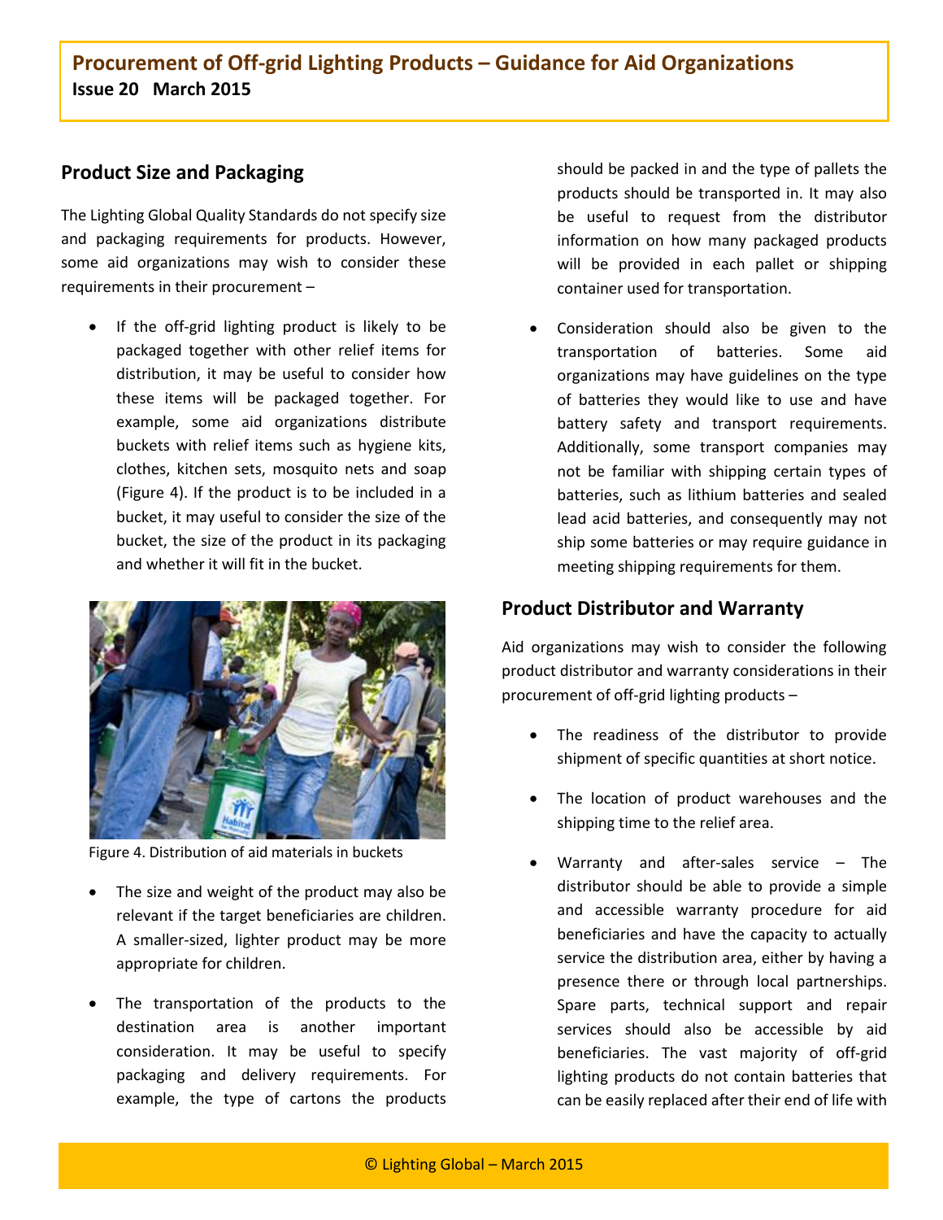## Product Size and Packaging

The Lighting Global Quality Standards do not specify size and packaging requirements for products. However, some aid organizations may wish to consider these requirements in their procurement –

- If the off-grid lighting product is likely to be packaged together with other relief items for distribution, it may be useful to consider how these items will be packaged together. For example, some aid organizations distribute buckets with relief items such as hygiene kits, clothes, kitchen sets, mosquito nets and soap (Figure 4). If the product is to be included in a bucket, it may useful to consider the size of the bucket, the size of the product in its packaging and whether it will fit in the bucket.

Figure 4. Distribution of aid materials in buckets

- The size and weight of the product may also be relevant if the target beneficiaries are children. A smaller-sized, lighter product may be more appropriate for children.
- The transportation of the products to the destination area is another important consideration. It may be useful to specify packaging and delivery requirements. For example, the type of cartons the products should be packed in and the type of pallets the products should be transported in. It may also be useful to request from the distributor information on how many packaged products will be provided in each pallet or shipping container used for transportation.
- Consideration should also be given to the transportation of batteries. Some aid organizations may have guidelines on the type of batteries they would like to use and have battery safety and transport requirements. Additionally, some transport companies may not be familiar with shipping certain types of batteries, such as lithium batteries and sealed lead acid batteries, and consequently may not ship some batteries or may require guidance in meeting shipping requirements for them.

## Product Distributor and Warranty

Aid organizations may wish to consider the following product distributor and warranty considerations in their procurement of off-grid lighting products –

- The readiness of the distributor to provide shipment of specific quantities at short notice.
- The location of product warehouses and the shipping time to the relief area.
- Warranty and after-sales service – The distributor should be able to provide a simple and accessible warranty procedure for aid beneficiaries and have the capacity to actually service the distribution area, either by having a presence there or through local partnerships. Spare parts, technical support and repair services should also be accessible by aid beneficiaries. The vast majority of off-grid lighting products do not contain batteries that can be easily replaced after their end of life with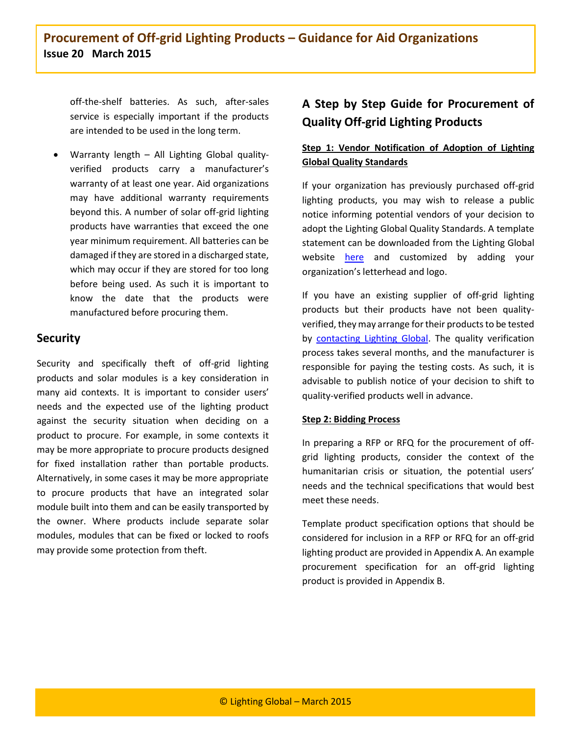off-the-shelf batteries. As such, after-sales service is especially important if the products are intended to be used in the long term.

- Warranty length – All Lighting Global quality-verified products carry a manufacturer's warranty of at least one year. Aid organizations may have additional warranty requirements beyond this. A number of solar off-grid lighting products have warranties that exceed the one year minimum requirement. All batteries can be damaged if they are stored in a discharged state, which may occur if they are stored for too long before being used. As such it is important to know the date that the products were manufactured before procuring them.

## Security

Security and specifically theft of off-grid lighting products and solar modules is a key consideration in many aid contexts. It is important to consider users' needs and the expected use of the lighting product against the security situation when deciding on a product to procure. For example, in some contexts it may be more appropriate to procure products designed for fixed installation rather than portable products. Alternatively, in some cases it may be more appropriate to procure products that have an integrated solar module built into them and can be easily transported by the owner. Where products include separate solar modules, modules that can be fixed or locked to roofs may provide some protection from theft.

## A Step by Step Guide for Procurement of Quality Off-grid Lighting Products

**Step 1: Vendor Notification of Adoption of Lighting Global Quality Standards**

If your organization has previously purchased off-grid lighting products, you may wish to release a public notice informing potential vendors of your decision to adopt the Lighting Global Quality Standards. A template statement can be downloaded from the Lighting Global website here and customized by adding your organization's letterhead and logo.

If you have an existing supplier of off-grid lighting products but their products have not been quality-verified, they may arrange for their products to be tested by contacting Lighting Global. The quality verification process takes several months, and the manufacturer is responsible for paying the testing costs. As such, it is advisable to publish notice of your decision to shift to quality-verified products well in advance.

**Step 2: Bidding Process**

In preparing a RFP or RFQ for the procurement of off-grid lighting products, consider the context of the humanitarian crisis or situation, the potential users' needs and the technical specifications that would best meet these needs.

Template product specification options that should be considered for inclusion in a RFP or RFQ for an off-grid lighting product are provided in Appendix A. An example procurement specification for an off-grid lighting product is provided in Appendix B.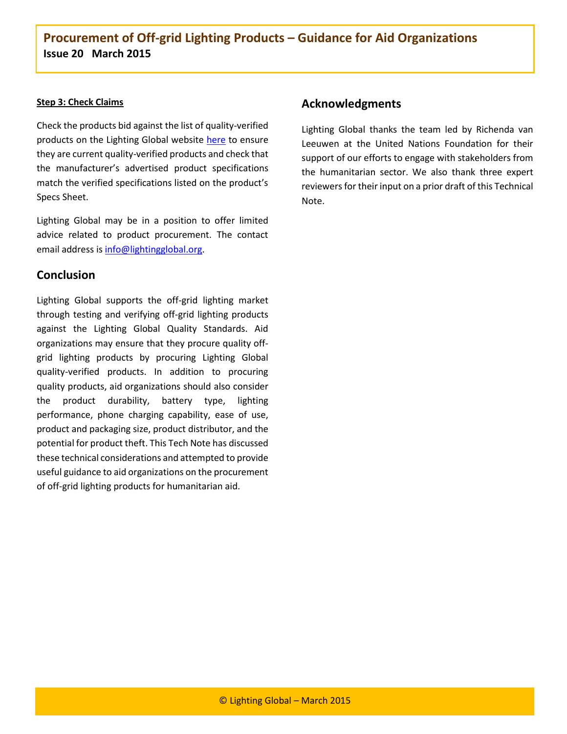**Step 3: Check Claims**

Check the products bid against the list of quality-verified products on the Lighting Global website here to ensure they are current quality-verified products and check that the manufacturer's advertised product specifications match the verified specifications listed on the product's Specs Sheet.

Lighting Global may be in a position to offer limited advice related to product procurement. The contact email address is info@lightingglobal.org.

## Conclusion

Lighting Global supports the off-grid lighting market through testing and verifying off-grid lighting products against the Lighting Global Quality Standards. Aid organizations may ensure that they procure quality off-grid lighting products by procuring Lighting Global quality-verified products. In addition to procuring quality products, aid organizations should also consider the product durability, battery type, lighting performance, phone charging capability, ease of use, product and packaging size, product distributor, and the potential for product theft. This Tech Note has discussed these technical considerations and attempted to provide useful guidance to aid organizations on the procurement of off-grid lighting products for humanitarian aid.

## Acknowledgments

Lighting Global thanks the team led by Richenda van Leeuwen at the United Nations Foundation for their support of our efforts to engage with stakeholders from the humanitarian sector. We also thank three expert reviewers for their input on a prior draft of this Technical Note.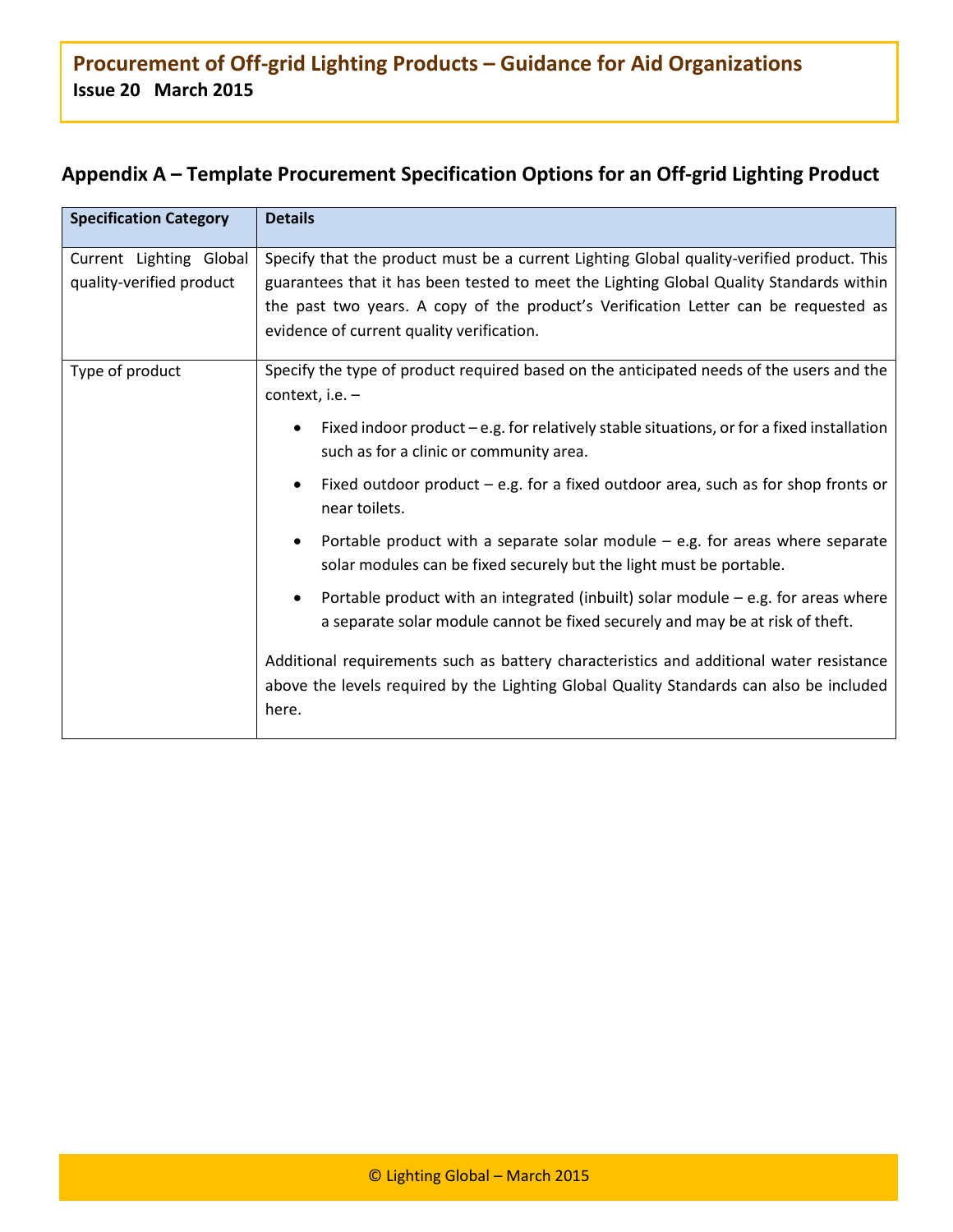## Appendix A – Template Procurement Specification Options for an Off-grid Lighting Product

| Specification Category | Details |
| --- | --- |
| Current Lighting Global quality-verified product | Specify that the product must be a current Lighting Global quality-verified product. This guarantees that it has been tested to meet the Lighting Global Quality Standards within the past two years. A copy of the product's Verification Letter can be requested as evidence of current quality verification. |
| Type of product | Specify the type of product required based on the anticipated needs of the users and the context, i.e. – <br> • Fixed indoor product – e.g. for relatively stable situations, or for a fixed installation such as for a clinic or community area. <br> • Fixed outdoor product – e.g. for a fixed outdoor area, such as for shop fronts or near toilets. <br> • Portable product with a separate solar module – e.g. for areas where separate solar modules can be fixed securely but the light must be portable. <br> • Portable product with an integrated (inbuilt) solar module – e.g. for areas where a separate solar module cannot be fixed securely and may be at risk of theft. <br> Additional requirements such as battery characteristics and additional water resistance above the levels required by the Lighting Global Quality Standards can also be included here. |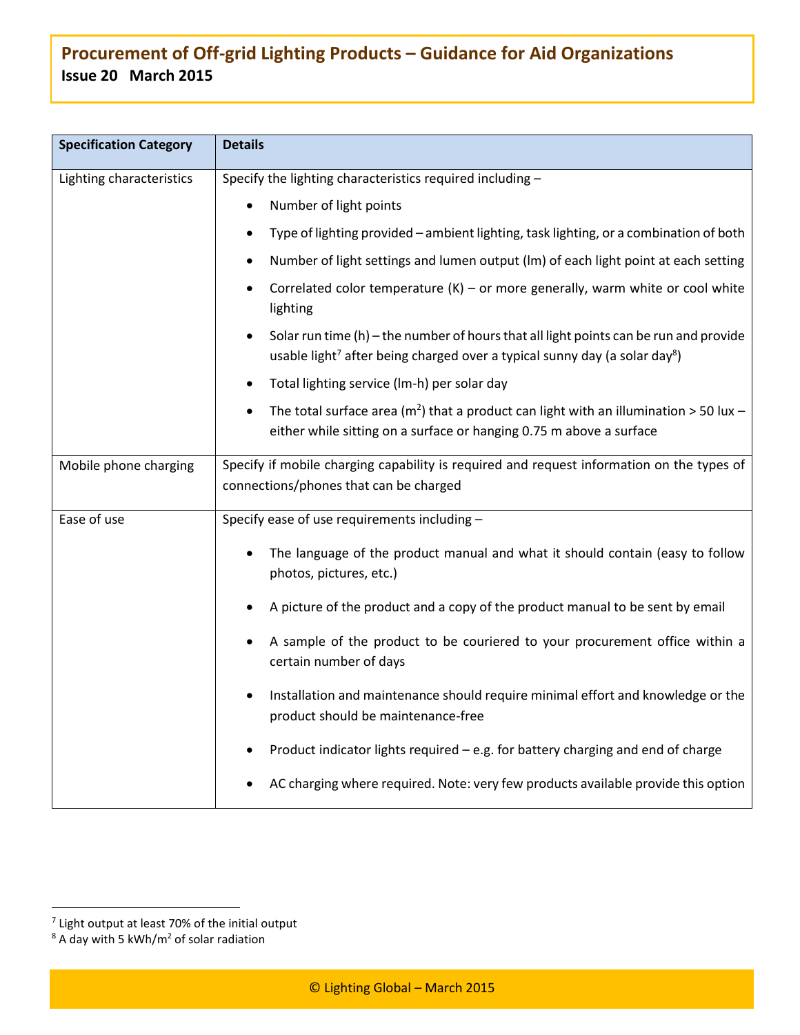| Specification Category | Details |
|---|---|
| Lighting characteristics | Specify the lighting characteristics required including –<br>• Number of light points<br>• Type of lighting provided – ambient lighting, task lighting, or a combination of both<br>• Number of light settings and lumen output (lm) of each light point at each setting<br>• Correlated color temperature (K) – or more generally, warm white or cool white lighting<br>• Solar run time (h) – the number of hours that all light points can be run and provide usable light[7] after being charged over a typical sunny day (a solar day[8])<br>• Total lighting service (lm-h) per solar day<br>• The total surface area ($m^2$) that a product can light with an illumination > 50 lux – either while sitting on a surface or hanging 0.75 m above a surface |
| Mobile phone charging | Specify if mobile charging capability is required and request information on the types of connections/phones that can be charged |
| Ease of use | Specify ease of use requirements including –<br>• The language of the product manual and what it should contain (easy to follow photos, pictures, etc.)<br>• A picture of the product and a copy of the product manual to be sent by email<br>• A sample of the product to be couriered to your procurement office within a certain number of days<br>• Installation and maintenance should require minimal effort and knowledge or the product should be maintenance-free<br>• Product indicator lights required – e.g. for battery charging and end of charge<br>• AC charging where required. Note: very few products available provide this option |

[7] Light output at least 70% of the initial output

[8] A day with 5 kWh/$m^2$ of solar radiation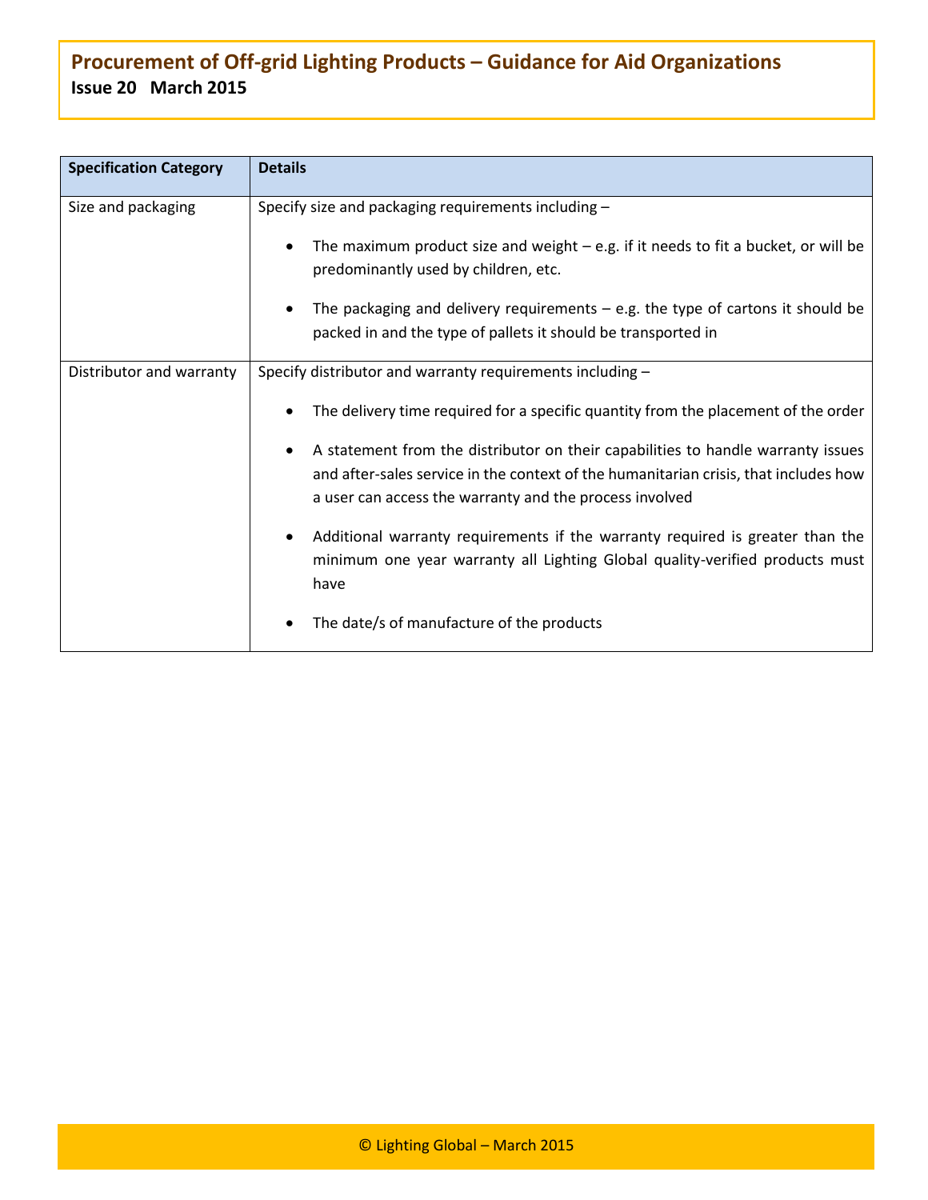| Specification Category | Details |
| --- | --- |
| Size and packaging | Specify size and packaging requirements including – <br>• The maximum product size and weight – e.g. if it needs to fit a bucket, or will be predominantly used by children, etc. <br>• The packaging and delivery requirements – e.g. the type of cartons it should be packed in and the type of pallets it should be transported in |
| Distributor and warranty | Specify distributor and warranty requirements including – <br>• The delivery time required for a specific quantity from the placement of the order <br>• A statement from the distributor on their capabilities to handle warranty issues and after-sales service in the context of the humanitarian crisis, that includes how a user can access the warranty and the process involved <br>• Additional warranty requirements if the warranty required is greater than the minimum one year warranty all Lighting Global quality-verified products must have <br>• The date/s of manufacture of the products |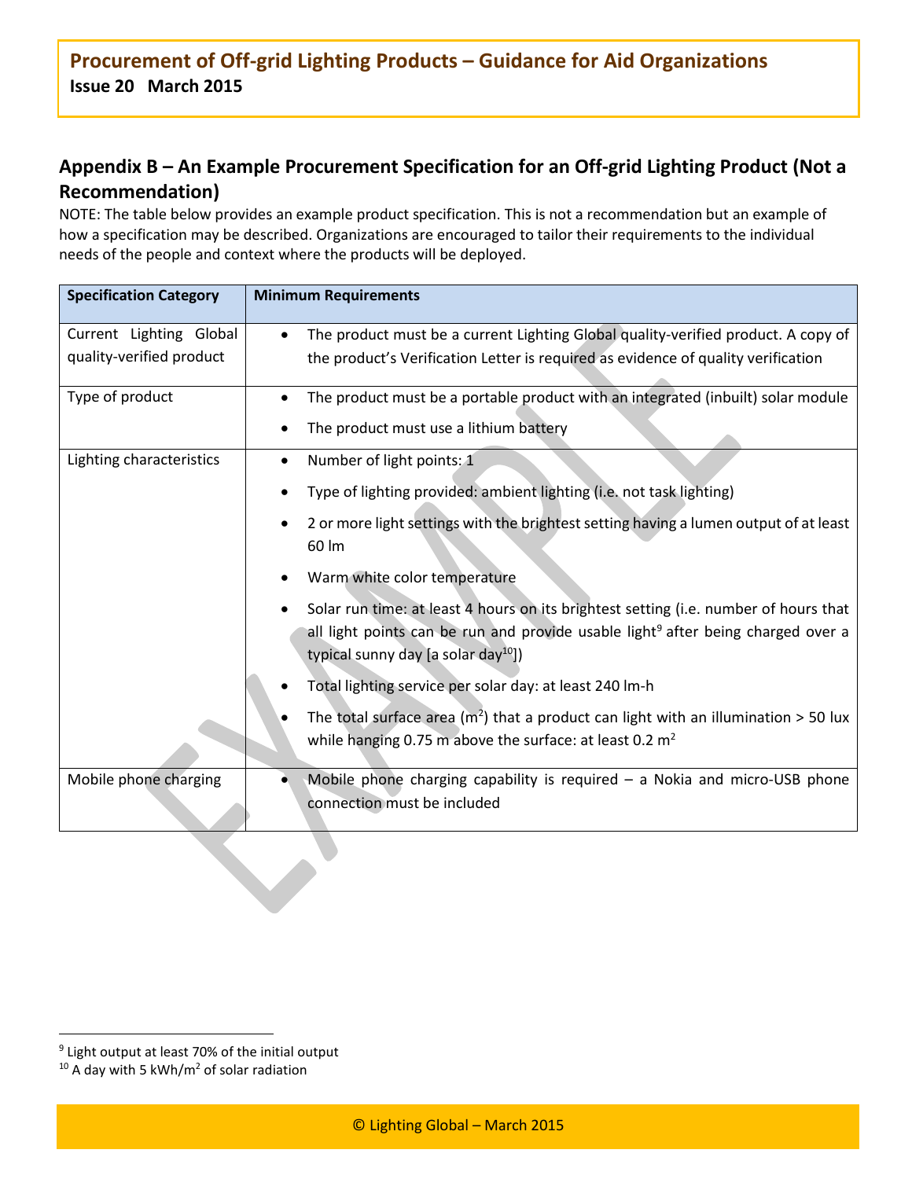## Appendix B – An Example Procurement Specification for an Off-grid Lighting Product (Not a Recommendation)

NOTE: The table below provides an example product specification. This is not a recommendation but an example of how a specification may be described. Organizations are encouraged to tailor their requirements to the individual needs of the people and context where the products will be deployed.

| Specification Category | Minimum Requirements |
|---|---|
| Current Lighting Global quality-verified product | • The product must be a current Lighting Global quality-verified product. A copy of the product's Verification Letter is required as evidence of quality verification |
| Type of product | • The product must be a portable product with an integrated (inbuilt) solar module<br>• The product must use a lithium battery |
| Lighting characteristics | • Number of light points: 1<br>• Type of lighting provided: ambient lighting (i.e. not task lighting)<br>• 2 or more light settings with the brightest setting having a lumen output of at least 60 lm<br>• Warm white color temperature<br>• Solar run time: at least 4 hours on its brightest setting (i.e. number of hours that all light points can be run and provide usable light[9] after being charged over a typical sunny day [a solar day[10]])<br>• Total lighting service per solar day: at least 240 lm-h<br>• The total surface area ($m^2$) that a product can light with an illumination > 50 lux while hanging 0.75 m above the surface: at least 0.2 $m^2$ |
| Mobile phone charging | • Mobile phone charging capability is required – a Nokia and micro-USB phone connection must be included |

[9] Light output at least 70% of the initial output

[10] A day with 5 $kWh/m^2$ of solar radiation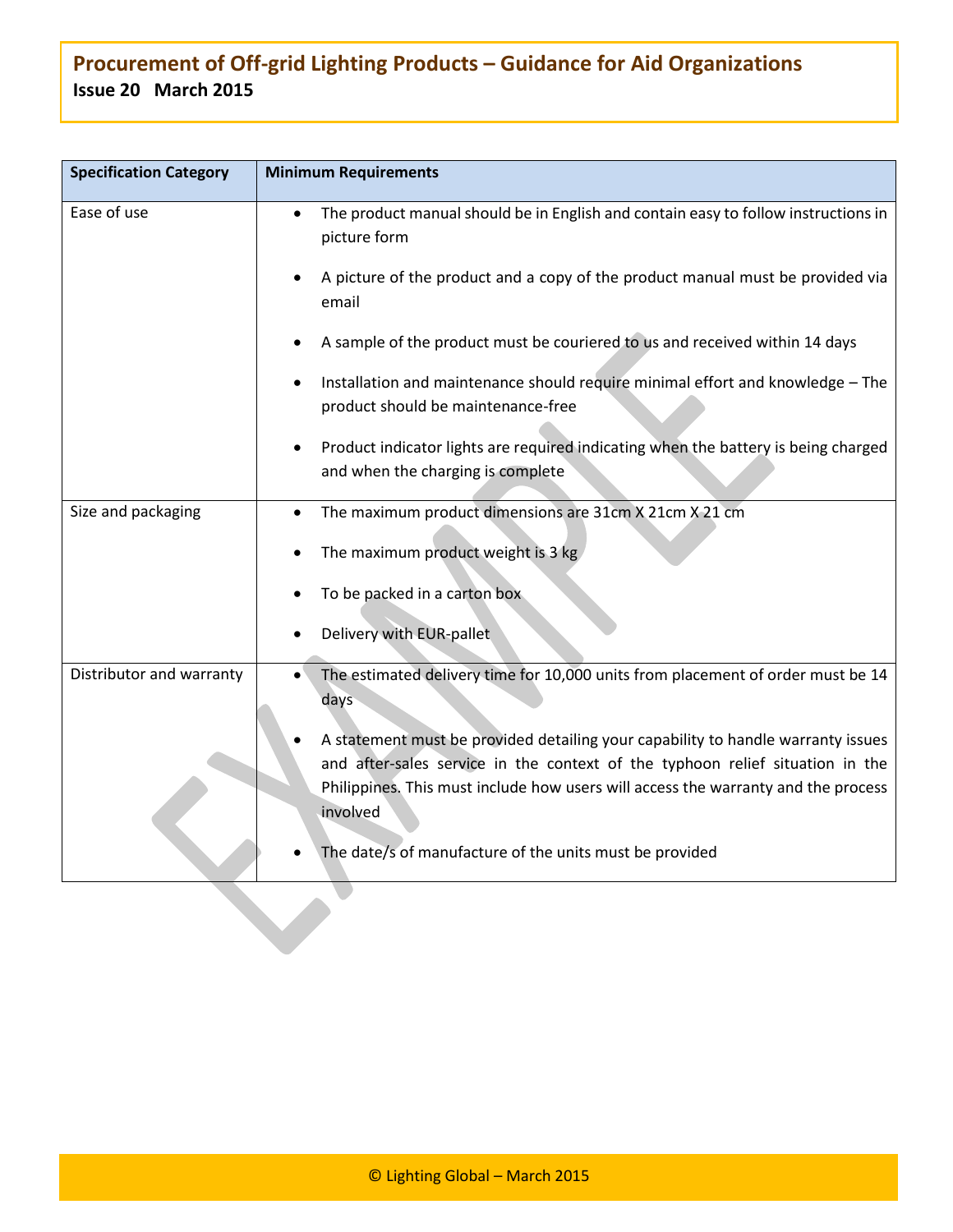| Specification Category | Minimum Requirements |
|---|---|
| Ease of use | • The product manual should be in English and contain easy to follow instructions in picture form<br><br>• A picture of the product and a copy of the product manual must be provided via email<br><br>• A sample of the product must be couriered to us and received within 14 days<br><br>• Installation and maintenance should require minimal effort and knowledge – The product should be maintenance-free<br><br>• Product indicator lights are required indicating when the battery is being charged and when the charging is complete |
| Size and packaging | • The maximum product dimensions are 31cm X 21cm X 21 cm<br><br>• The maximum product weight is 3 kg<br><br>• To be packed in a carton box<br><br>• Delivery with EUR-pallet |
| Distributor and warranty | • The estimated delivery time for 10,000 units from placement of order must be 14 days<br><br>• A statement must be provided detailing your capability to handle warranty issues and after-sales service in the context of the typhoon relief situation in the Philippines. This must include how users will access the warranty and the process involved<br><br>• The date/s of manufacture of the units must be provided |